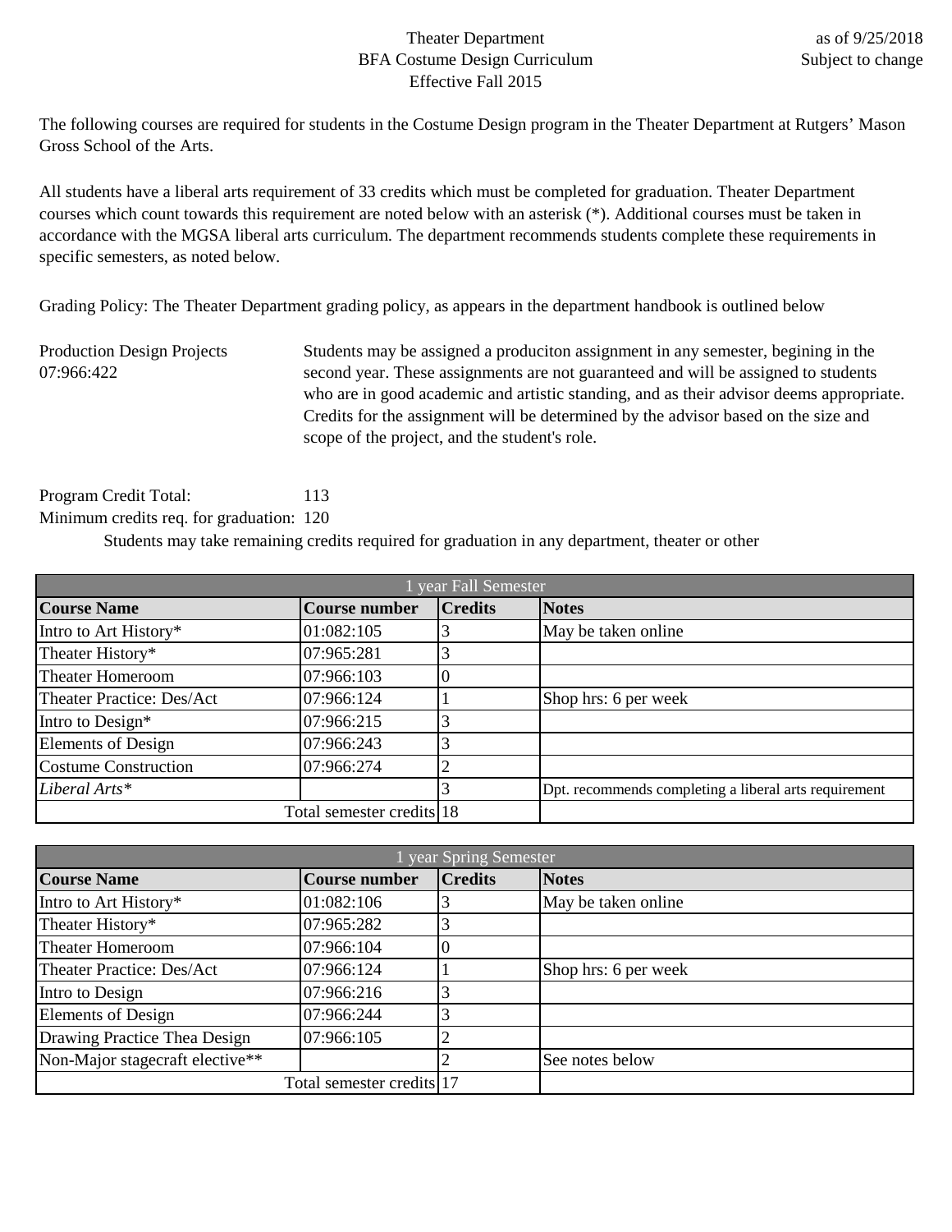# Theater Department
## BFA Costume Design Curriculum
### Effective Fall 2015

as of 9/25/2018
Subject to change

The following courses are required for students in the Costume Design program in the Theater Department at Rutgers' Mason Gross School of the Arts.

All students have a liberal arts requirement of 33 credits which must be completed for graduation. Theater Department courses which count towards this requirement are noted below with an asterisk (*). Additional courses must be taken in accordance with the MGSA liberal arts curriculum. The department recommends students complete these requirements in specific semesters, as noted below.

Grading Policy: The Theater Department grading policy, as appears in the department handbook is outlined below

**Production Design Projects**
**07:966:422**

Students may be assigned a produciton assignment in any semester, begining in the second year. These assignments are not guaranteed and will be assigned to students who are in good academic and artistic standing, and as their advisor deems appropriate. Credits for the assignment will be determined by the advisor based on the size and scope of the project, and the student's role.

Program Credit Total: 113
Minimum credits req. for graduation: 120

Students may take remaining credits required for graduation in any department, theater or other

| 1 year Fall Semester | | | |
|---|---|---|---|
| **Course Name** | **Course number** | **Credits** | **Notes** |
| Intro to Art History* | 01:082:105 | 3 | May be taken online |
| Theater History* | 07:965:281 | 3 | |
| Theater Homeroom | 07:966:103 | 0 | |
| Theater Practice: Des/Act | 07:966:124 | 1 | Shop hrs: 6 per week |
| Intro to Design* | 07:966:215 | 3 | |
| Elements of Design | 07:966:243 | 3 | |
| Costume Construction | 07:966:274 | 2 | |
| *Liberal Arts** | | 3 | Dpt. recommends completing a liberal arts requirement |
| | Total semester credits | 18 | |

| 1 year Spring Semester | | | |
|---|---|---|---|
| **Course Name** | **Course number** | **Credits** | **Notes** |
| Intro to Art History* | 01:082:106 | 3 | May be taken online |
| Theater History* | 07:965:282 | 3 | |
| Theater Homeroom | 07:966:104 | 0 | |
| Theater Practice: Des/Act | 07:966:124 | 1 | Shop hrs: 6 per week |
| Intro to Design | 07:966:216 | 3 | |
| Elements of Design | 07:966:244 | 3 | |
| Drawing Practice Thea Design | 07:966:105 | 2 | |
| Non-Major stagecraft elective** | | 2 | See notes below |
| | Total semester credits | 17 | |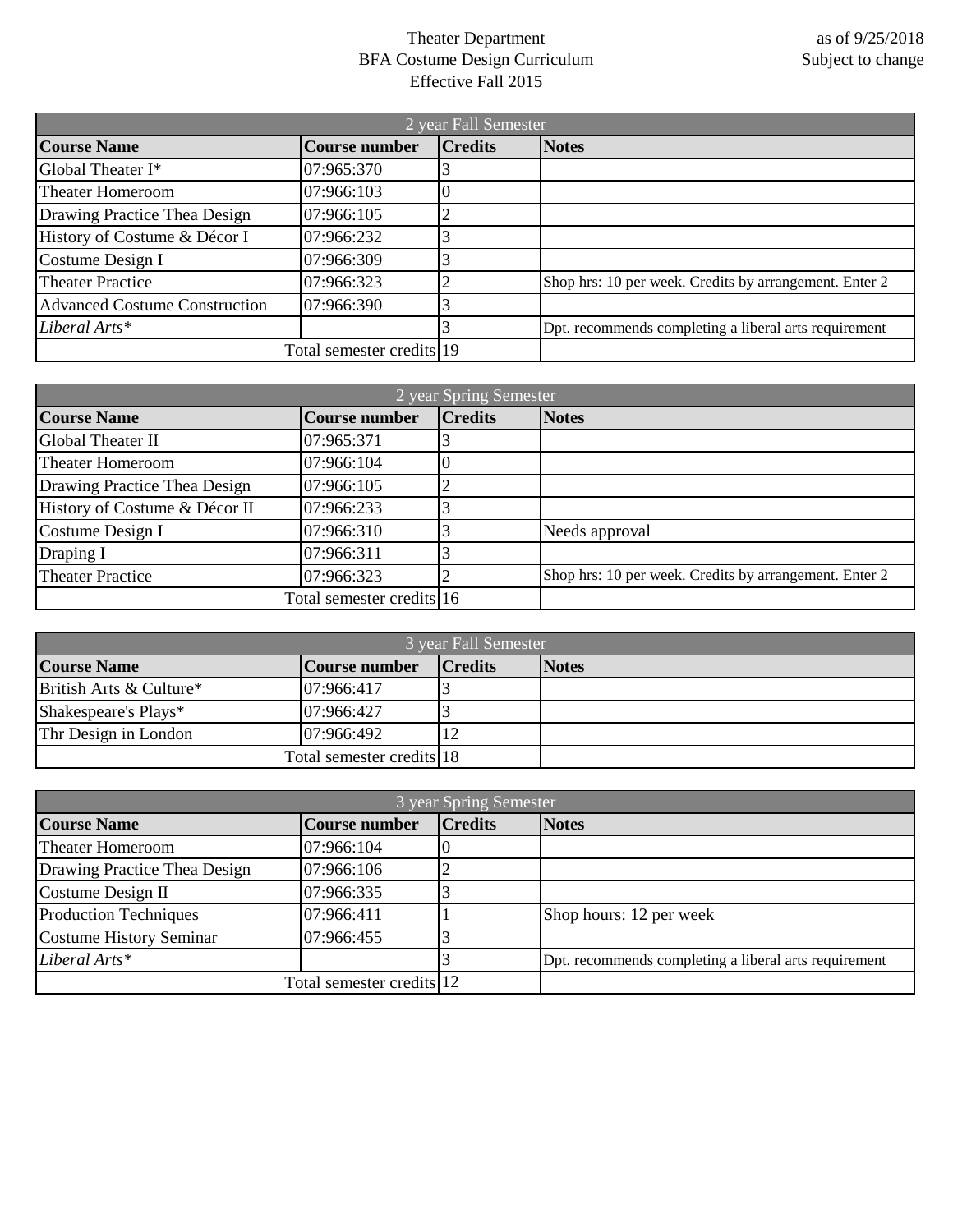Theater Department
BFA Costume Design Curriculum
Effective Fall 2015

as of 9/25/2018
Subject to change

| 2 year Fall Semester | | | |
|---|---|---|---|
| **Course Name** | **Course number** | **Credits** | **Notes** |
| Global Theater I* | 07:965:370 | 3 | |
| Theater Homeroom | 07:966:103 | 0 | |
| Drawing Practice Thea Design | 07:966:105 | 2 | |
| History of Costume & Décor I | 07:966:232 | 3 | |
| Costume Design I | 07:966:309 | 3 | |
| Theater Practice | 07:966:323 | 2 | Shop hrs: 10 per week. Credits by arrangement. Enter 2 |
| Advanced Costume Construction | 07:966:390 | 3 | |
| *Liberal Arts** | | 3 | Dpt. recommends completing a liberal arts requirement |
| | Total semester credits | 19 | |

| 2 year Spring Semester | | | |
|---|---|---|---|
| **Course Name** | **Course number** | **Credits** | **Notes** |
| Global Theater II | 07:965:371 | 3 | |
| Theater Homeroom | 07:966:104 | 0 | |
| Drawing Practice Thea Design | 07:966:105 | 2 | |
| History of Costume & Décor II | 07:966:233 | 3 | |
| Costume Design I | 07:966:310 | 3 | Needs approval |
| Draping I | 07:966:311 | 3 | |
| Theater Practice | 07:966:323 | 2 | Shop hrs: 10 per week. Credits by arrangement. Enter 2 |
| | Total semester credits | 16 | |

| 3 year Fall Semester | | | |
|---|---|---|---|
| **Course Name** | **Course number** | **Credits** | **Notes** |
| British Arts & Culture* | 07:966:417 | 3 | |
| Shakespeare's Plays* | 07:966:427 | 3 | |
| Thr Design in London | 07:966:492 | 12 | |
| | Total semester credits | 18 | |

| 3 year Spring Semester | | | |
|---|---|---|---|
| **Course Name** | **Course number** | **Credits** | **Notes** |
| Theater Homeroom | 07:966:104 | 0 | |
| Drawing Practice Thea Design | 07:966:106 | 2 | |
| Costume Design II | 07:966:335 | 3 | |
| Production Techniques | 07:966:411 | 1 | Shop hours: 12 per week |
| Costume History Seminar | 07:966:455 | 3 | |
| *Liberal Arts** | | 3 | Dpt. recommends completing a liberal arts requirement |
| | Total semester credits | 12 | |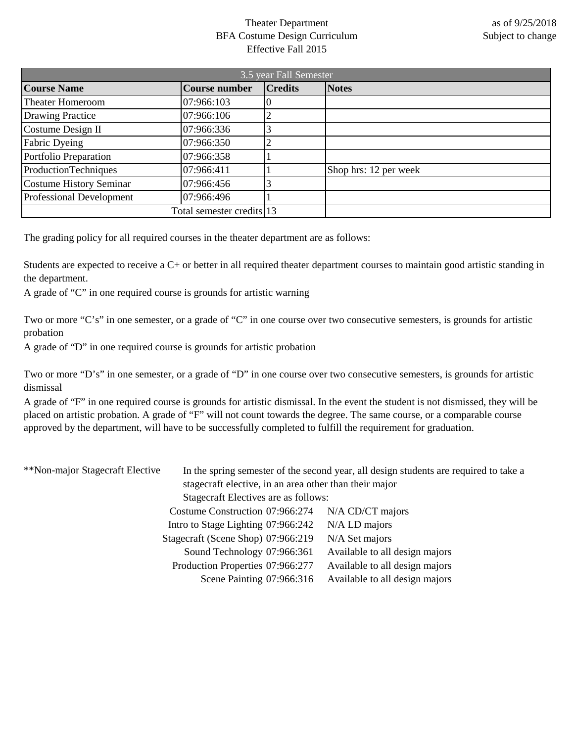Theater Department
BFA Costume Design Curriculum
Effective Fall 2015

as of 9/25/2018
Subject to change

| 3.5 year Fall Semester | | | |
|---|---|---|---|
| **Course Name** | **Course number** | **Credits** | **Notes** |
| Theater Homeroom | 07:966:103 | 0 | |
| Drawing Practice | 07:966:106 | 2 | |
| Costume Design II | 07:966:336 | 3 | |
| Fabric Dyeing | 07:966:350 | 2 | |
| Portfolio Preparation | 07:966:358 | 1 | |
| ProductionTechniques | 07:966:411 | 1 | Shop hrs: 12 per week |
| Costume History Seminar | 07:966:456 | 3 | |
| Professional Development | 07:966:496 | 1 | |
| | Total semester credits | 13 | |

The grading policy for all required courses in the theater department are as follows:

Students are expected to receive a C+ or better in all required theater department courses to maintain good artistic standing in the department.
A grade of “C” in one required course is grounds for artistic warning

Two or more “C’s” in one semester, or a grade of “C” in one course over two consecutive semesters, is grounds for artistic probation
A grade of “D” in one required course is grounds for artistic probation

Two or more “D’s” in one semester, or a grade of “D” in one course over two consecutive semesters, is grounds for artistic dismissal
A grade of “F” in one required course is grounds for artistic dismissal. In the event the student is not dismissed, they will be placed on artistic probation. A grade of “F” will not count towards the degree. The same course, or a comparable course approved by the department, will have to be successfully completed to fulfill the requirement for graduation.

**Non-major Stagecraft Elective — In the spring semester of the second year, all design students are required to take a stagecraft elective, in an area other than their major

Stagecraft Electives are as follows:

| | | |
|---|---|---|
| Costume Construction | 07:966:274 | N/A CD/CT majors |
| Intro to Stage Lighting | 07:966:242 | N/A LD majors |
| Stagecraft (Scene Shop) | 07:966:219 | N/A Set majors |
| Sound Technology | 07:966:361 | Available to all design majors |
| Production Properties | 07:966:277 | Available to all design majors |
| Scene Painting | 07:966:316 | Available to all design majors |